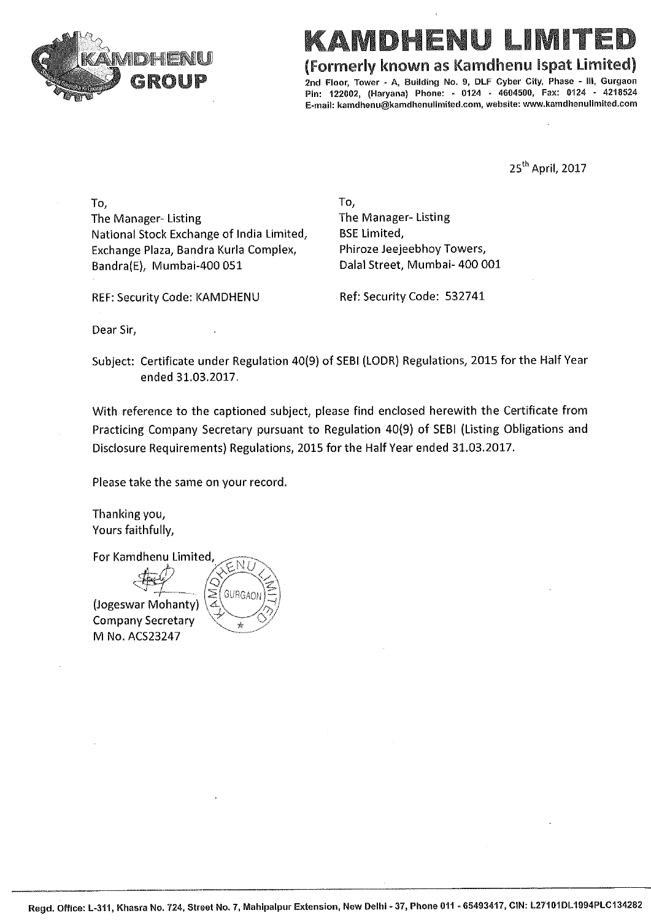# KAMDHENU LIMITED

**(Formerly known as Kamdhenu Ispat Limited)**

2nd Floor, Tower - A, Building No. 9, DLF Cyber City, Phase - III, Gurgaon Pin: 122002, (Haryana) Phone: - 0124 - 4604500, Fax: 0124 - 4218524 E-mail: kamdhenu@kamdhenulimited.com, website: www.kamdhenulimited.com

25th April, 2017

To,
The Manager- Listing
National Stock Exchange of India Limited,
Exchange Plaza, Bandra Kurla Complex,
Bandra(E), Mumbai-400 051

REF: Security Code: KAMDHENU

To,
The Manager- Listing
BSE Limited,
Phiroze Jeejeebhoy Towers,
Dalal Street, Mumbai- 400 001

Ref: Security Code: 532741

Dear Sir,

Subject: Certificate under Regulation 40(9) of SEBI (LODR) Regulations, 2015 for the Half Year ended 31.03.2017.

With reference to the captioned subject, please find enclosed herewith the Certificate from Practicing Company Secretary pursuant to Regulation 40(9) of SEBI (Listing Obligations and Disclosure Requirements) Regulations, 2015 for the Half Year ended 31.03.2017.

Please take the same on your record.

Thanking you,
Yours faithfully,

For Kamdhenu Limited,

(Jogeswar Mohanty)
Company Secretary
M No. ACS23247

Regd. Office: L-311, Khasra No. 724, Street No. 7, Mahipalpur Extension, New Delhi - 37, Phone 011 - 65493417, CIN: L27101DL1994PLC134282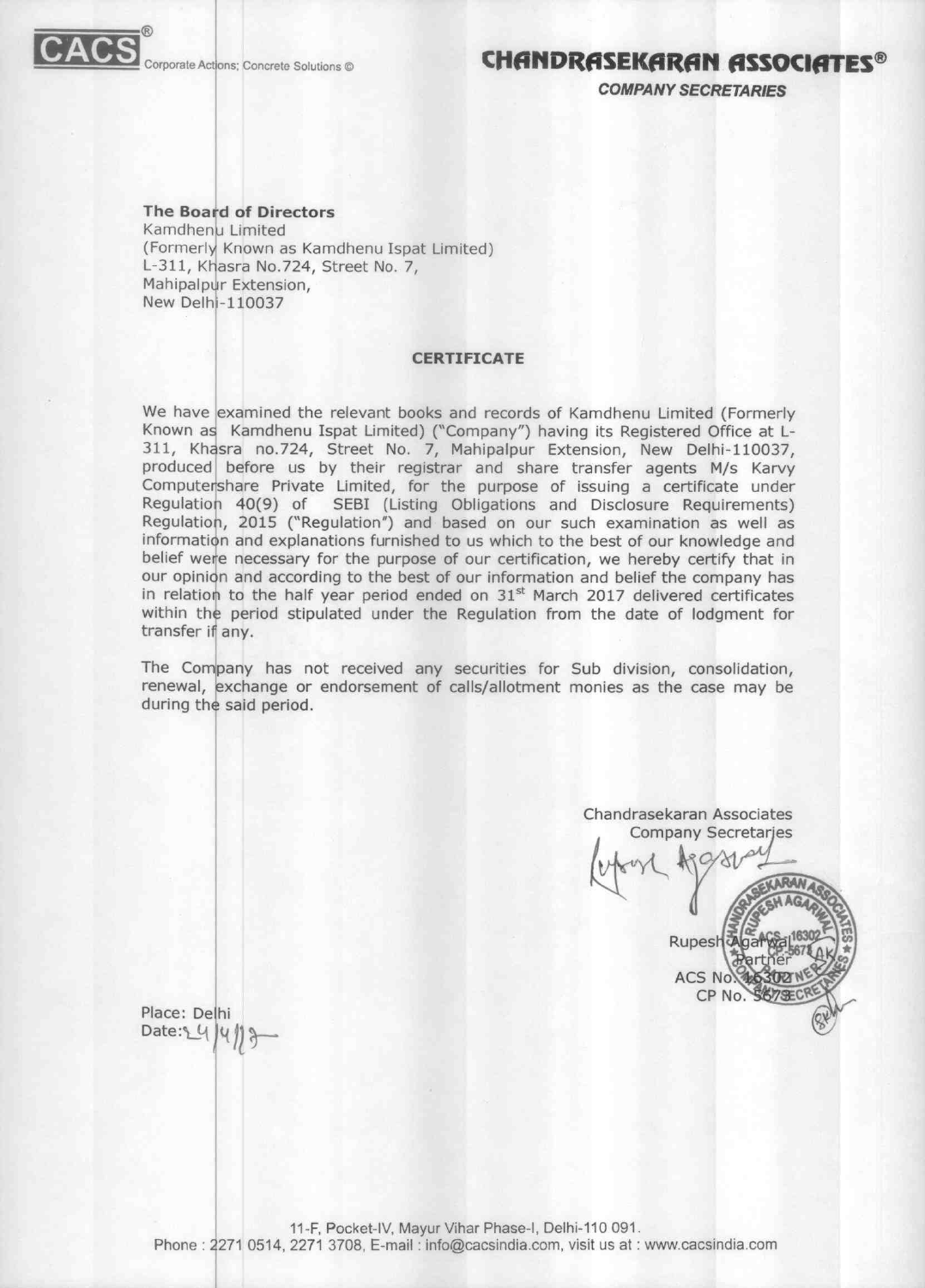CACS® Corporate Actions; Concrete Solutions ©

**CHANDRASEKARAN ASSOCIATES®**

*COMPANY SECRETARIES*

**The Board of Directors**
Kamdhenu Limited
(Formerly Known as Kamdhenu Ispat Limited)
L-311, Khasra No.724, Street No. 7,
Mahipalpur Extension,
New Delhi-110037

## CERTIFICATE

We have examined the relevant books and records of Kamdhenu Limited (Formerly Known as Kamdhenu Ispat Limited) ("Company") having its Registered Office at L-311, Khasra no.724, Street No. 7, Mahipalpur Extension, New Delhi-110037, produced before us by their registrar and share transfer agents M/s Karvy Computershare Private Limited, for the purpose of issuing a certificate under Regulation 40(9) of SEBI (Listing Obligations and Disclosure Requirements) Regulation, 2015 ("Regulation") and based on our such examination as well as information and explanations furnished to us which to the best of our knowledge and belief were necessary for the purpose of our certification, we hereby certify that in our opinion and according to the best of our information and belief the company has in relation to the half year period ended on 31st March 2017 delivered certificates within the period stipulated under the Regulation from the date of lodgment for transfer if any.

The Company has not received any securities for Sub division, consolidation, renewal, exchange or endorsement of calls/allotment monies as the case may be during the said period.

Chandrasekaran Associates
Company Secretaries

Rupesh Agarwal
Partner
ACS No. 16302
CP No. 5673

Place: Delhi
Date: 24/4/17

11-F, Pocket-IV, Mayur Vihar Phase-I, Delhi-110 091.
Phone : 2271 0514, 2271 3708, E-mail : info@cacsindia.com, visit us at : www.cacsindia.com